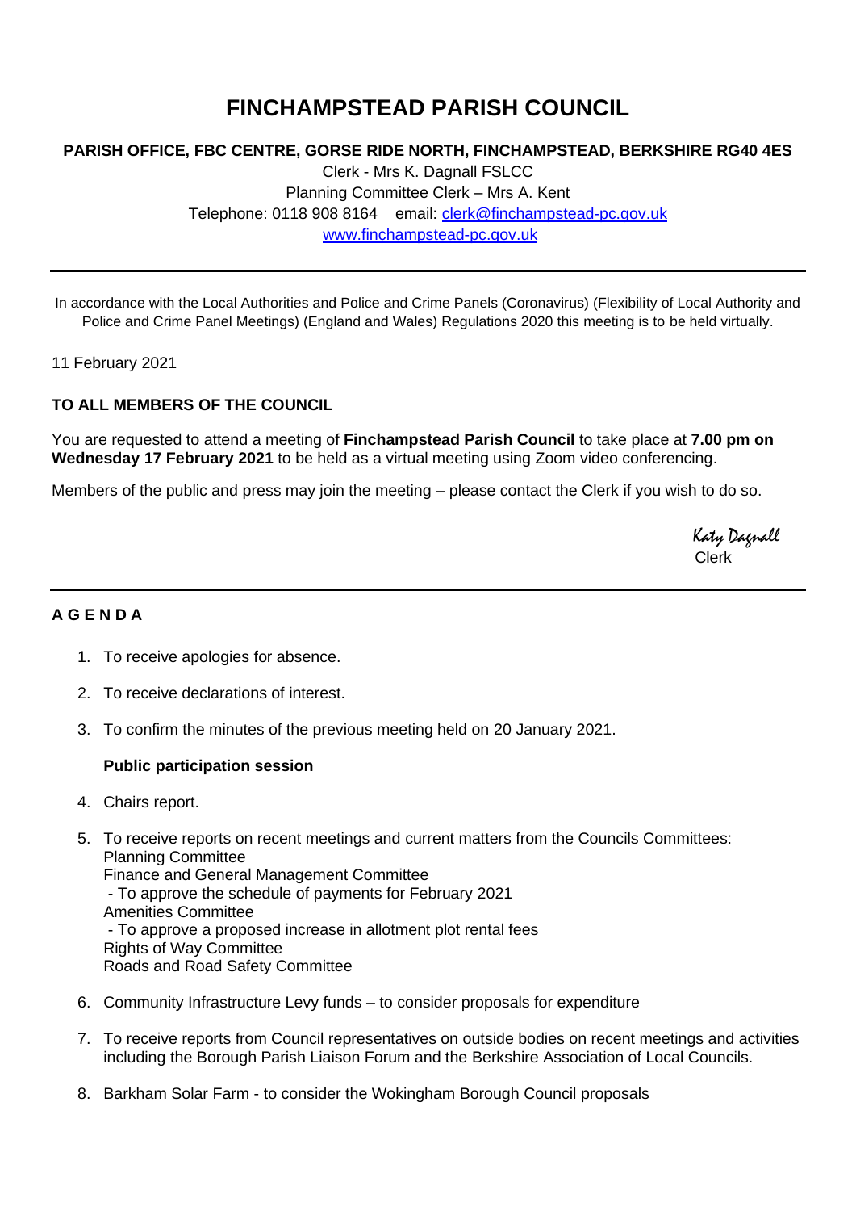# FINCHAMPSTEAD PARISH COUNCIL

**PARISH OFFICE, FBC CENTRE, GORSE RIDE NORTH, FINCHAMPSTEAD, BERKSHIRE RG40 4ES**

Clerk - Mrs K. Dagnall FSLCC
Planning Committee Clerk – Mrs A. Kent
Telephone: 0118 908 8164    email: clerk@finchampstead-pc.gov.uk
www.finchampstead-pc.gov.uk

---

In accordance with the Local Authorities and Police and Crime Panels (Coronavirus) (Flexibility of Local Authority and Police and Crime Panel Meetings) (England and Wales) Regulations 2020 this meeting is to be held virtually.

11 February 2021

**TO ALL MEMBERS OF THE COUNCIL**

You are requested to attend a meeting of **Finchampstead Parish Council** to take place at **7.00 pm on Wednesday 17 February 2021** to be held as a virtual meeting using Zoom video conferencing.

Members of the public and press may join the meeting – please contact the Clerk if you wish to do so.

Katy Dagnall
Clerk

---

**A G E N D A**

1. To receive apologies for absence.
2. To receive declarations of interest.
3. To confirm the minutes of the previous meeting held on 20 January 2021.

   **Public participation session**

4. Chairs report.
5. To receive reports on recent meetings and current matters from the Councils Committees:
   Planning Committee
   Finance and General Management Committee
   - To approve the schedule of payments for February 2021

   Amenities Committee
   - To approve a proposed increase in allotment plot rental fees

   Rights of Way Committee
   Roads and Road Safety Committee
6. Community Infrastructure Levy funds – to consider proposals for expenditure
7. To receive reports from Council representatives on outside bodies on recent meetings and activities including the Borough Parish Liaison Forum and the Berkshire Association of Local Councils.
8. Barkham Solar Farm - to consider the Wokingham Borough Council proposals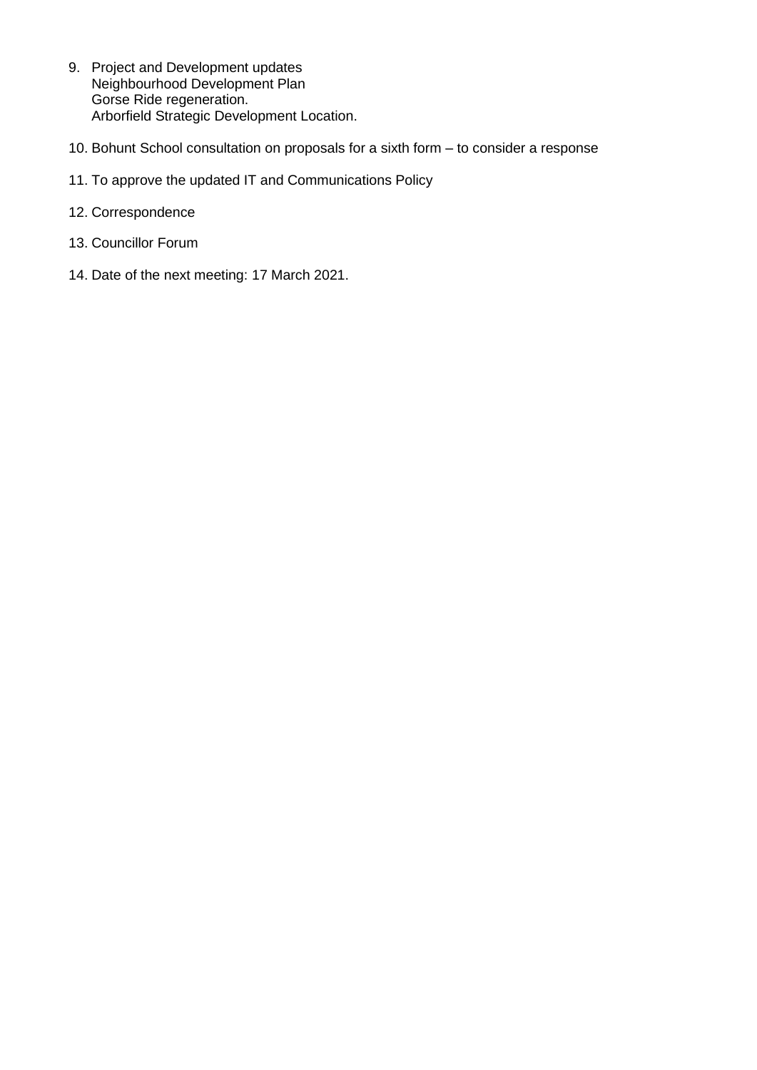9. Project and Development updates
   Neighbourhood Development Plan
   Gorse Ride regeneration.
   Arborfield Strategic Development Location.

10. Bohunt School consultation on proposals for a sixth form – to consider a response

11. To approve the updated IT and Communications Policy

12. Correspondence

13. Councillor Forum

14. Date of the next meeting: 17 March 2021.